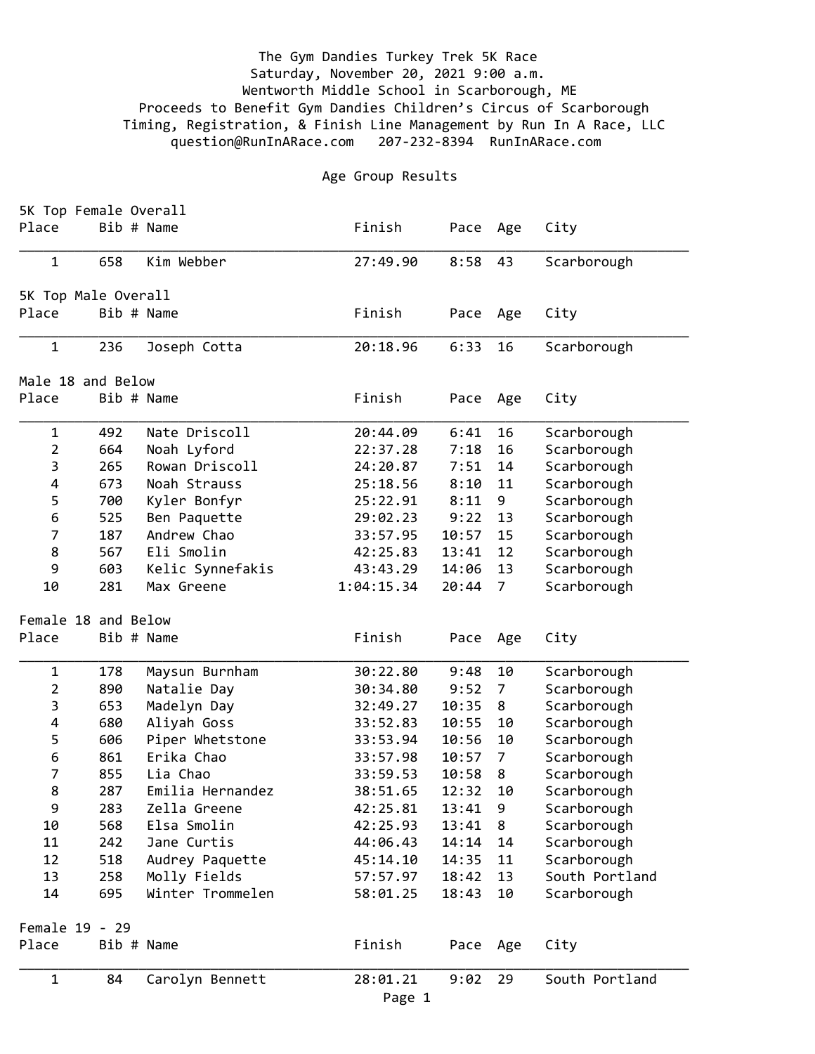The Gym Dandies Turkey Trek 5K Race
Saturday, November 20, 2021 9:00 a.m.
Wentworth Middle School in Scarborough, ME
Proceeds to Benefit Gym Dandies Children's Circus of Scarborough
Timing, Registration, & Finish Line Management by Run In A Race, LLC
question@RunInARace.com 207-232-8394 RunInARace.com

## Age Group Results

### 5K Top Female Overall

| Place | Bib # | Name | Finish | Pace | Age | City |
|---|---|---|---|---|---|---|
| 1 | 658 | Kim Webber | 27:49.90 | 8:58 | 43 | Scarborough |

### 5K Top Male Overall

| Place | Bib # | Name | Finish | Pace | Age | City |
|---|---|---|---|---|---|---|
| 1 | 236 | Joseph Cotta | 20:18.96 | 6:33 | 16 | Scarborough |

### Male 18 and Below

| Place | Bib # | Name | Finish | Pace | Age | City |
|---|---|---|---|---|---|---|
| 1 | 492 | Nate Driscoll | 20:44.09 | 6:41 | 16 | Scarborough |
| 2 | 664 | Noah Lyford | 22:37.28 | 7:18 | 16 | Scarborough |
| 3 | 265 | Rowan Driscoll | 24:20.87 | 7:51 | 14 | Scarborough |
| 4 | 673 | Noah Strauss | 25:18.56 | 8:10 | 11 | Scarborough |
| 5 | 700 | Kyler Bonfyr | 25:22.91 | 8:11 | 9 | Scarborough |
| 6 | 525 | Ben Paquette | 29:02.23 | 9:22 | 13 | Scarborough |
| 7 | 187 | Andrew Chao | 33:57.95 | 10:57 | 15 | Scarborough |
| 8 | 567 | Eli Smolin | 42:25.83 | 13:41 | 12 | Scarborough |
| 9 | 603 | Kelic Synnefakis | 43:43.29 | 14:06 | 13 | Scarborough |
| 10 | 281 | Max Greene | 1:04:15.34 | 20:44 | 7 | Scarborough |

### Female 18 and Below

| Place | Bib # | Name | Finish | Pace | Age | City |
|---|---|---|---|---|---|---|
| 1 | 178 | Maysun Burnham | 30:22.80 | 9:48 | 10 | Scarborough |
| 2 | 890 | Natalie Day | 30:34.80 | 9:52 | 7 | Scarborough |
| 3 | 653 | Madelyn Day | 32:49.27 | 10:35 | 8 | Scarborough |
| 4 | 680 | Aliyah Goss | 33:52.83 | 10:55 | 10 | Scarborough |
| 5 | 606 | Piper Whetstone | 33:53.94 | 10:56 | 10 | Scarborough |
| 6 | 861 | Erika Chao | 33:57.98 | 10:57 | 7 | Scarborough |
| 7 | 855 | Lia Chao | 33:59.53 | 10:58 | 8 | Scarborough |
| 8 | 287 | Emilia Hernandez | 38:51.65 | 12:32 | 10 | Scarborough |
| 9 | 283 | Zella Greene | 42:25.81 | 13:41 | 9 | Scarborough |
| 10 | 568 | Elsa Smolin | 42:25.93 | 13:41 | 8 | Scarborough |
| 11 | 242 | Jane Curtis | 44:06.43 | 14:14 | 14 | Scarborough |
| 12 | 518 | Audrey Paquette | 45:14.10 | 14:35 | 11 | Scarborough |
| 13 | 258 | Molly Fields | 57:57.97 | 18:42 | 13 | South Portland |
| 14 | 695 | Winter Trommelen | 58:01.25 | 18:43 | 10 | Scarborough |

### Female 19 - 29

| Place | Bib # | Name | Finish | Pace | Age | City |
|---|---|---|---|---|---|---|
| 1 | 84 | Carolyn Bennett | 28:01.21 | 9:02 | 29 | South Portland |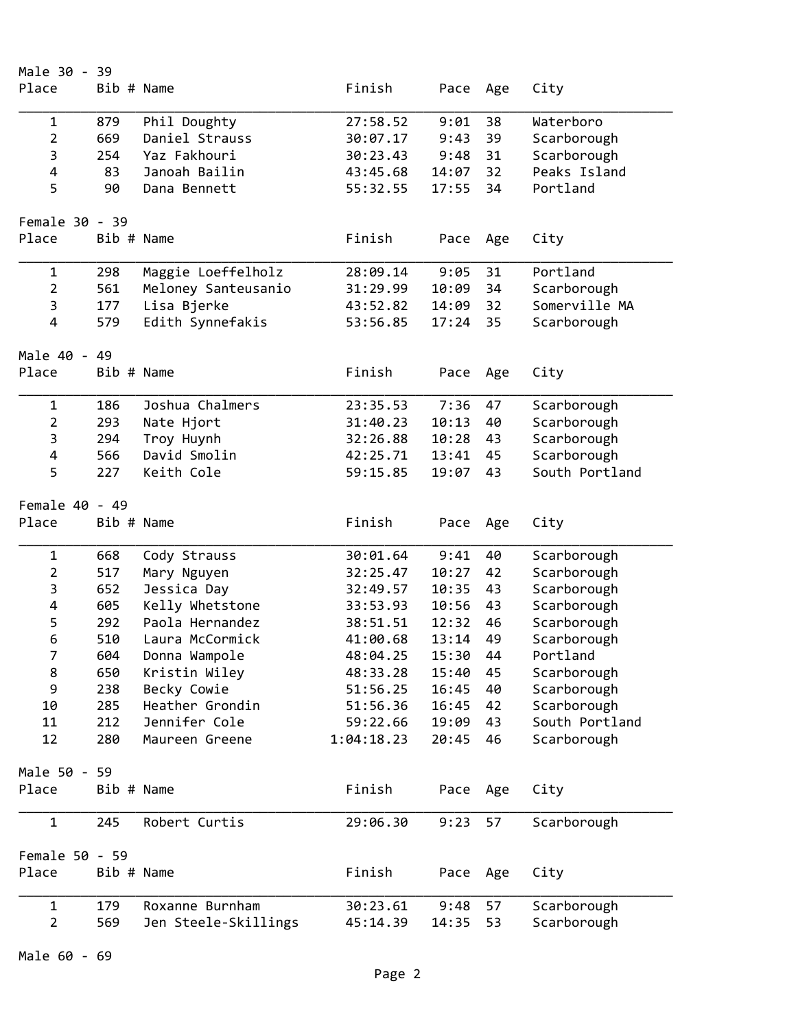Male 30 - 39

| Place | Bib # | Name | Finish | Pace | Age | City |
|---|---|---|---|---|---|---|
| 1 | 879 | Phil Doughty | 27:58.52 | 9:01 | 38 | Waterboro |
| 2 | 669 | Daniel Strauss | 30:07.17 | 9:43 | 39 | Scarborough |
| 3 | 254 | Yaz Fakhouri | 30:23.43 | 9:48 | 31 | Scarborough |
| 4 | 83 | Janoah Bailin | 43:45.68 | 14:07 | 32 | Peaks Island |
| 5 | 90 | Dana Bennett | 55:32.55 | 17:55 | 34 | Portland |

Female 30 - 39

| Place | Bib # | Name | Finish | Pace | Age | City |
|---|---|---|---|---|---|---|
| 1 | 298 | Maggie Loeffelholz | 28:09.14 | 9:05 | 31 | Portland |
| 2 | 561 | Meloney Santeusanio | 31:29.99 | 10:09 | 34 | Scarborough |
| 3 | 177 | Lisa Bjerke | 43:52.82 | 14:09 | 32 | Somerville MA |
| 4 | 579 | Edith Synnefakis | 53:56.85 | 17:24 | 35 | Scarborough |

Male 40 - 49

| Place | Bib # | Name | Finish | Pace | Age | City |
|---|---|---|---|---|---|---|
| 1 | 186 | Joshua Chalmers | 23:35.53 | 7:36 | 47 | Scarborough |
| 2 | 293 | Nate Hjort | 31:40.23 | 10:13 | 40 | Scarborough |
| 3 | 294 | Troy Huynh | 32:26.88 | 10:28 | 43 | Scarborough |
| 4 | 566 | David Smolin | 42:25.71 | 13:41 | 45 | Scarborough |
| 5 | 227 | Keith Cole | 59:15.85 | 19:07 | 43 | South Portland |

Female 40 - 49

| Place | Bib # | Name | Finish | Pace | Age | City |
|---|---|---|---|---|---|---|
| 1 | 668 | Cody Strauss | 30:01.64 | 9:41 | 40 | Scarborough |
| 2 | 517 | Mary Nguyen | 32:25.47 | 10:27 | 42 | Scarborough |
| 3 | 652 | Jessica Day | 32:49.57 | 10:35 | 43 | Scarborough |
| 4 | 605 | Kelly Whetstone | 33:53.93 | 10:56 | 43 | Scarborough |
| 5 | 292 | Paola Hernandez | 38:51.51 | 12:32 | 46 | Scarborough |
| 6 | 510 | Laura McCormick | 41:00.68 | 13:14 | 49 | Scarborough |
| 7 | 604 | Donna Wampole | 48:04.25 | 15:30 | 44 | Portland |
| 8 | 650 | Kristin Wiley | 48:33.28 | 15:40 | 45 | Scarborough |
| 9 | 238 | Becky Cowie | 51:56.25 | 16:45 | 40 | Scarborough |
| 10 | 285 | Heather Grondin | 51:56.36 | 16:45 | 42 | Scarborough |
| 11 | 212 | Jennifer Cole | 59:22.66 | 19:09 | 43 | South Portland |
| 12 | 280 | Maureen Greene | 1:04:18.23 | 20:45 | 46 | Scarborough |

Male 50 - 59

| Place | Bib # | Name | Finish | Pace | Age | City |
|---|---|---|---|---|---|---|
| 1 | 245 | Robert Curtis | 29:06.30 | 9:23 | 57 | Scarborough |

Female 50 - 59

| Place | Bib # | Name | Finish | Pace | Age | City |
|---|---|---|---|---|---|---|
| 1 | 179 | Roxanne Burnham | 30:23.61 | 9:48 | 57 | Scarborough |
| 2 | 569 | Jen Steele-Skillings | 45:14.39 | 14:35 | 53 | Scarborough |

Male 60 - 69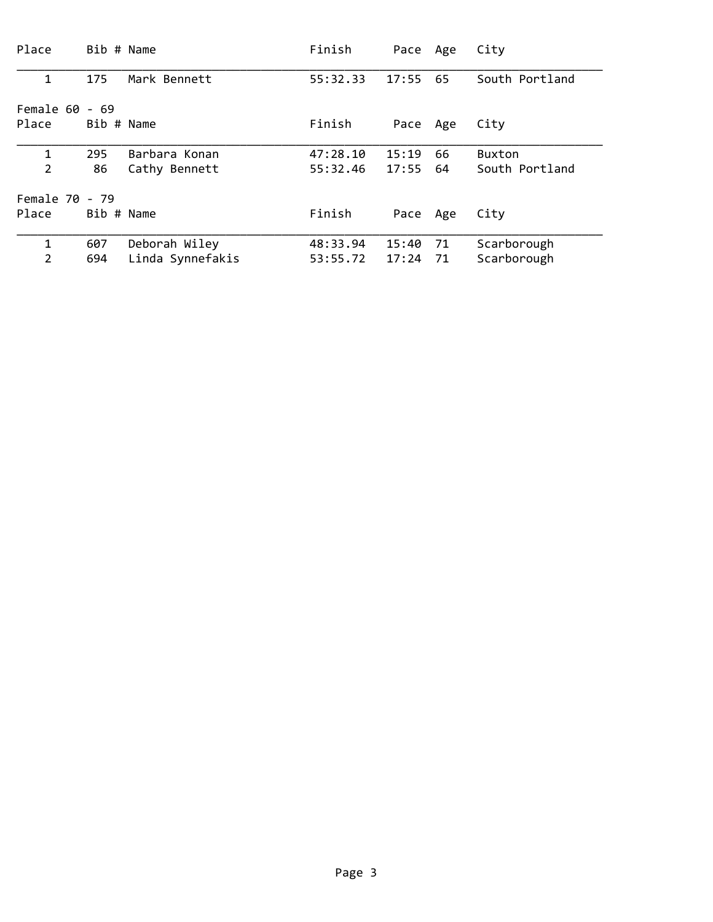| Place | Bib # | Name | Finish | Pace | Age | City |
| --- | --- | --- | --- | --- | --- | --- |
| 1 | 175 | Mark Bennett | 55:32.33 | 17:55 | 65 | South Portland |

Female 60 - 69

| Place | Bib # | Name | Finish | Pace | Age | City |
| --- | --- | --- | --- | --- | --- | --- |
| 1 | 295 | Barbara Konan | 47:28.10 | 15:19 | 66 | Buxton |
| 2 | 86 | Cathy Bennett | 55:32.46 | 17:55 | 64 | South Portland |

Female 70 - 79

| Place | Bib # | Name | Finish | Pace | Age | City |
| --- | --- | --- | --- | --- | --- | --- |
| 1 | 607 | Deborah Wiley | 48:33.94 | 15:40 | 71 | Scarborough |
| 2 | 694 | Linda Synnefakis | 53:55.72 | 17:24 | 71 | Scarborough |